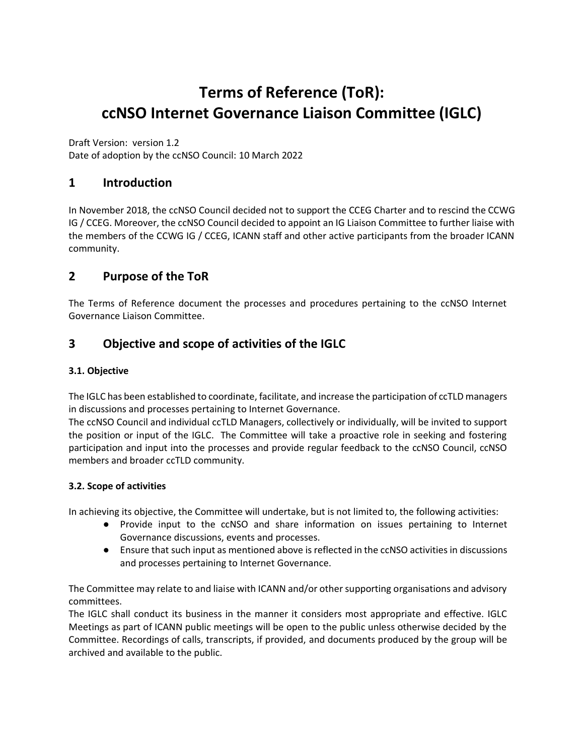# Terms of Reference (ToR): ccNSO Internet Governance Liaison Committee (IGLC)

Draft Version: version 1.2
Date of adoption by the ccNSO Council: 10 March 2022

## 1 Introduction

In November 2018, the ccNSO Council decided not to support the CCEG Charter and to rescind the CCWG IG / CCEG. Moreover, the ccNSO Council decided to appoint an IG Liaison Committee to further liaise with the members of the CCWG IG / CCEG, ICANN staff and other active participants from the broader ICANN community.

## 2 Purpose of the ToR

The Terms of Reference document the processes and procedures pertaining to the ccNSO Internet Governance Liaison Committee.

## 3 Objective and scope of activities of the IGLC

### 3.1. Objective

The IGLC has been established to coordinate, facilitate, and increase the participation of ccTLD managers in discussions and processes pertaining to Internet Governance.
The ccNSO Council and individual ccTLD Managers, collectively or individually, will be invited to support the position or input of the IGLC. The Committee will take a proactive role in seeking and fostering participation and input into the processes and provide regular feedback to the ccNSO Council, ccNSO members and broader ccTLD community.

### 3.2. Scope of activities

In achieving its objective, the Committee will undertake, but is not limited to, the following activities:

- Provide input to the ccNSO and share information on issues pertaining to Internet Governance discussions, events and processes.
- Ensure that such input as mentioned above is reflected in the ccNSO activities in discussions and processes pertaining to Internet Governance.

The Committee may relate to and liaise with ICANN and/or other supporting organisations and advisory committees.
The IGLC shall conduct its business in the manner it considers most appropriate and effective. IGLC Meetings as part of ICANN public meetings will be open to the public unless otherwise decided by the Committee. Recordings of calls, transcripts, if provided, and documents produced by the group will be archived and available to the public.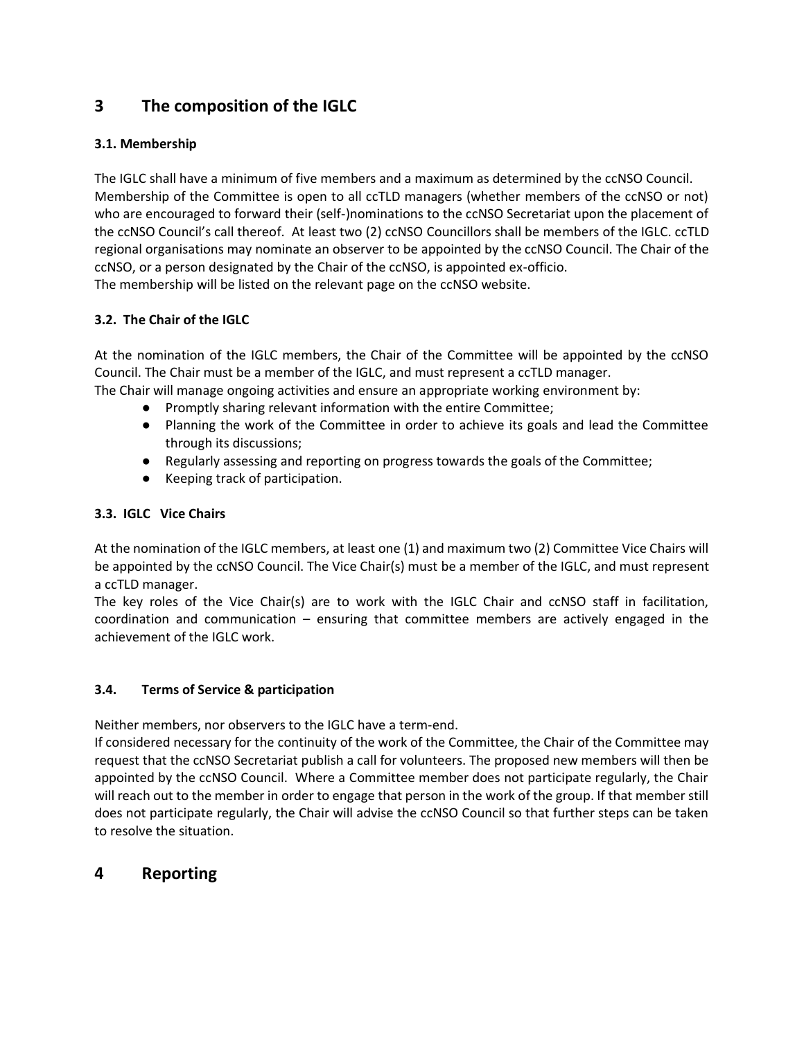# 3 The composition of the IGLC

### 3.1. Membership

The IGLC shall have a minimum of five members and a maximum as determined by the ccNSO Council. Membership of the Committee is open to all ccTLD managers (whether members of the ccNSO or not) who are encouraged to forward their (self-)nominations to the ccNSO Secretariat upon the placement of the ccNSO Council's call thereof. At least two (2) ccNSO Councillors shall be members of the IGLC. ccTLD regional organisations may nominate an observer to be appointed by the ccNSO Council. The Chair of the ccNSO, or a person designated by the Chair of the ccNSO, is appointed ex-officio.
The membership will be listed on the relevant page on the ccNSO website.

### 3.2. The Chair of the IGLC

At the nomination of the IGLC members, the Chair of the Committee will be appointed by the ccNSO Council. The Chair must be a member of the IGLC, and must represent a ccTLD manager.
The Chair will manage ongoing activities and ensure an appropriate working environment by:

- Promptly sharing relevant information with the entire Committee;
- Planning the work of the Committee in order to achieve its goals and lead the Committee through its discussions;
- Regularly assessing and reporting on progress towards the goals of the Committee;
- Keeping track of participation.

### 3.3. IGLC Vice Chairs

At the nomination of the IGLC members, at least one (1) and maximum two (2) Committee Vice Chairs will be appointed by the ccNSO Council. The Vice Chair(s) must be a member of the IGLC, and must represent a ccTLD manager.
The key roles of the Vice Chair(s) are to work with the IGLC Chair and ccNSO staff in facilitation, coordination and communication – ensuring that committee members are actively engaged in the achievement of the IGLC work.

### 3.4. Terms of Service & participation

Neither members, nor observers to the IGLC have a term-end.
If considered necessary for the continuity of the work of the Committee, the Chair of the Committee may request that the ccNSO Secretariat publish a call for volunteers. The proposed new members will then be appointed by the ccNSO Council. Where a Committee member does not participate regularly, the Chair will reach out to the member in order to engage that person in the work of the group. If that member still does not participate regularly, the Chair will advise the ccNSO Council so that further steps can be taken to resolve the situation.

# 4 Reporting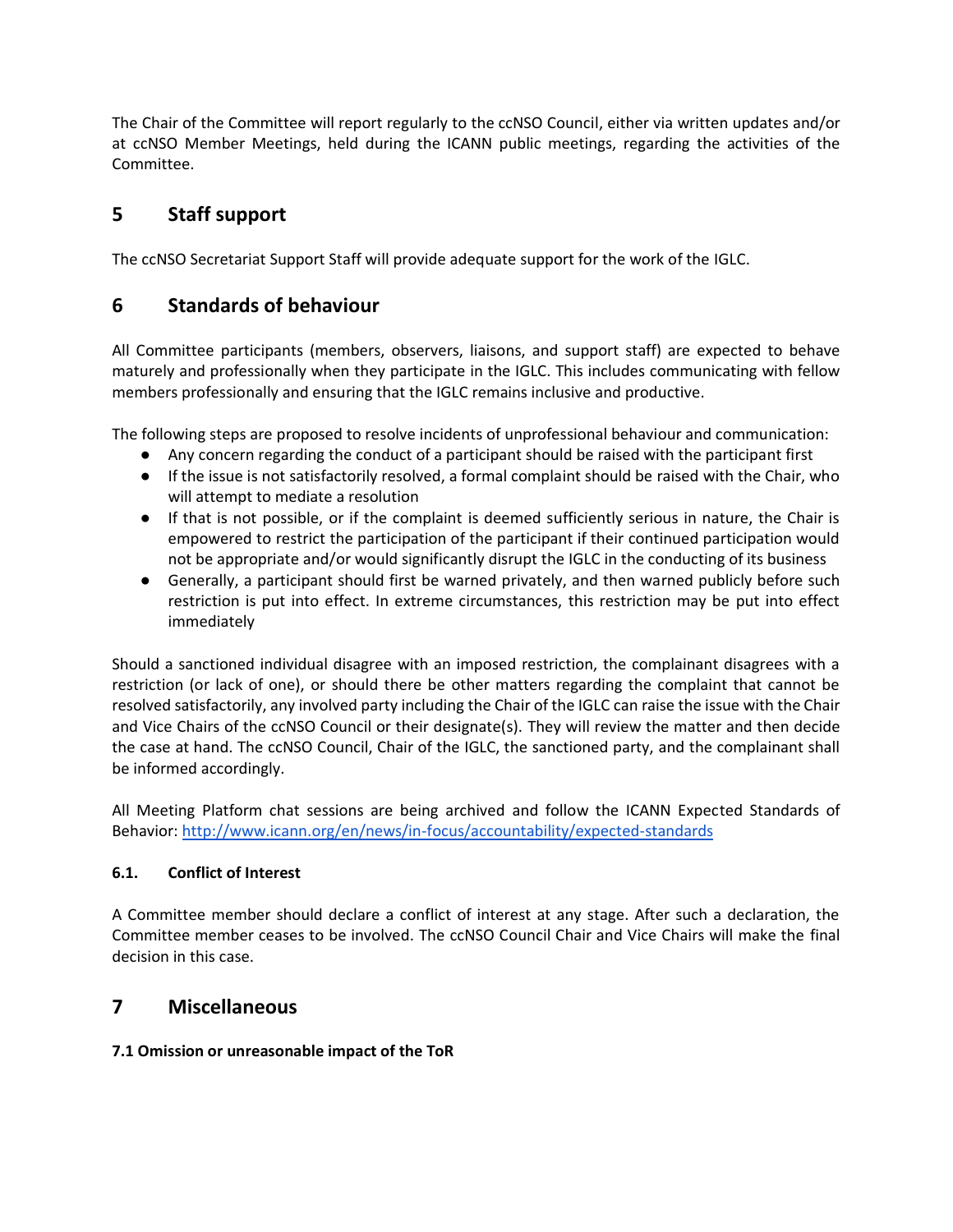The Chair of the Committee will report regularly to the ccNSO Council, either via written updates and/or at ccNSO Member Meetings, held during the ICANN public meetings, regarding the activities of the Committee.

## 5 Staff support

The ccNSO Secretariat Support Staff will provide adequate support for the work of the IGLC.

## 6 Standards of behaviour

All Committee participants (members, observers, liaisons, and support staff) are expected to behave maturely and professionally when they participate in the IGLC. This includes communicating with fellow members professionally and ensuring that the IGLC remains inclusive and productive.

The following steps are proposed to resolve incidents of unprofessional behaviour and communication:

- Any concern regarding the conduct of a participant should be raised with the participant first
- If the issue is not satisfactorily resolved, a formal complaint should be raised with the Chair, who will attempt to mediate a resolution
- If that is not possible, or if the complaint is deemed sufficiently serious in nature, the Chair is empowered to restrict the participation of the participant if their continued participation would not be appropriate and/or would significantly disrupt the IGLC in the conducting of its business
- Generally, a participant should first be warned privately, and then warned publicly before such restriction is put into effect. In extreme circumstances, this restriction may be put into effect immediately

Should a sanctioned individual disagree with an imposed restriction, the complainant disagrees with a restriction (or lack of one), or should there be other matters regarding the complaint that cannot be resolved satisfactorily, any involved party including the Chair of the IGLC can raise the issue with the Chair and Vice Chairs of the ccNSO Council or their designate(s). They will review the matter and then decide the case at hand. The ccNSO Council, Chair of the IGLC, the sanctioned party, and the complainant shall be informed accordingly.

All Meeting Platform chat sessions are being archived and follow the ICANN Expected Standards of Behavior: http://www.icann.org/en/news/in-focus/accountability/expected-standards

### 6.1. Conflict of Interest

A Committee member should declare a conflict of interest at any stage. After such a declaration, the Committee member ceases to be involved. The ccNSO Council Chair and Vice Chairs will make the final decision in this case.

## 7 Miscellaneous

### 7.1 Omission or unreasonable impact of the ToR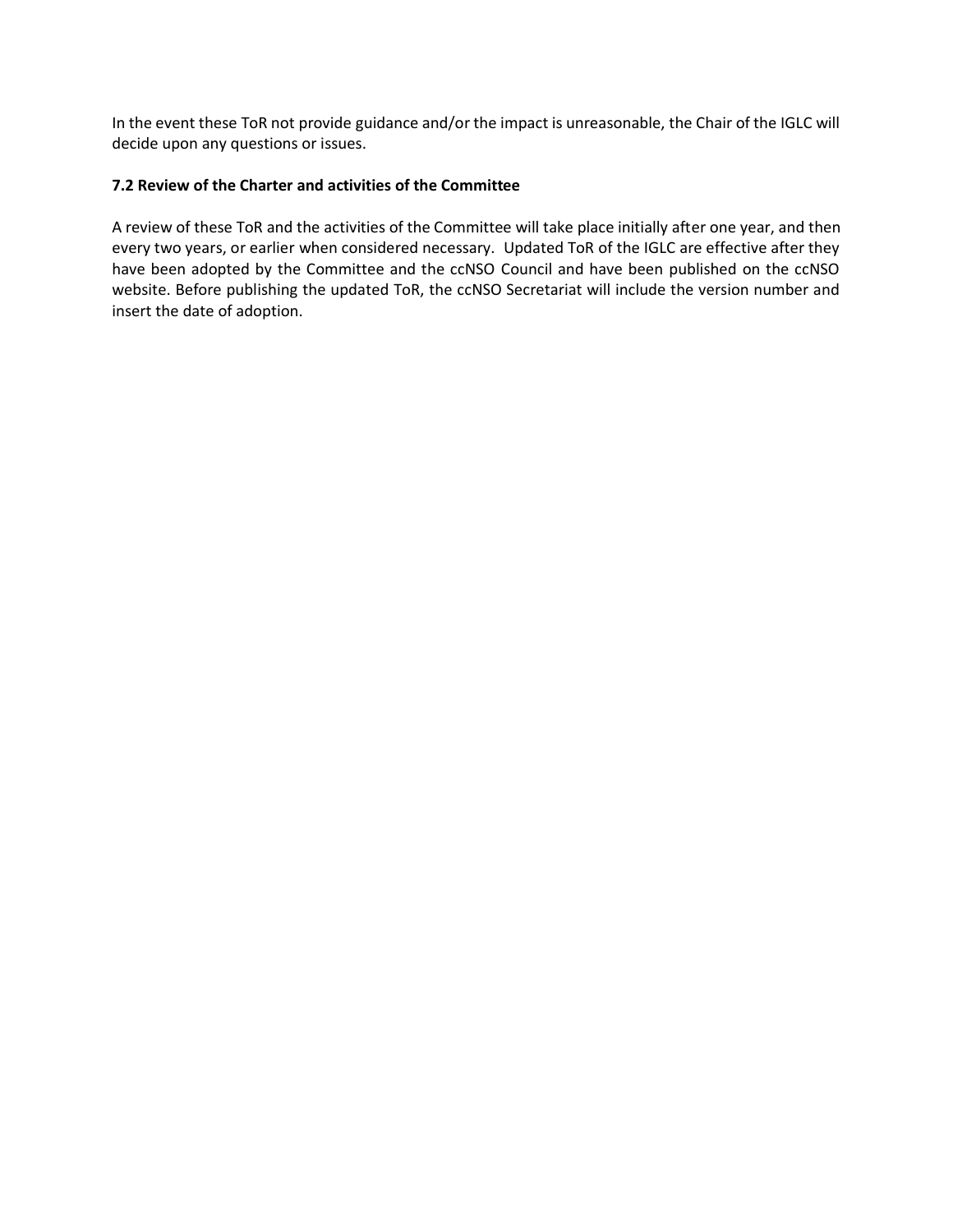In the event these ToR not provide guidance and/or the impact is unreasonable, the Chair of the IGLC will decide upon any questions or issues.

### 7.2 Review of the Charter and activities of the Committee

A review of these ToR and the activities of the Committee will take place initially after one year, and then every two years, or earlier when considered necessary. Updated ToR of the IGLC are effective after they have been adopted by the Committee and the ccNSO Council and have been published on the ccNSO website. Before publishing the updated ToR, the ccNSO Secretariat will include the version number and insert the date of adoption.